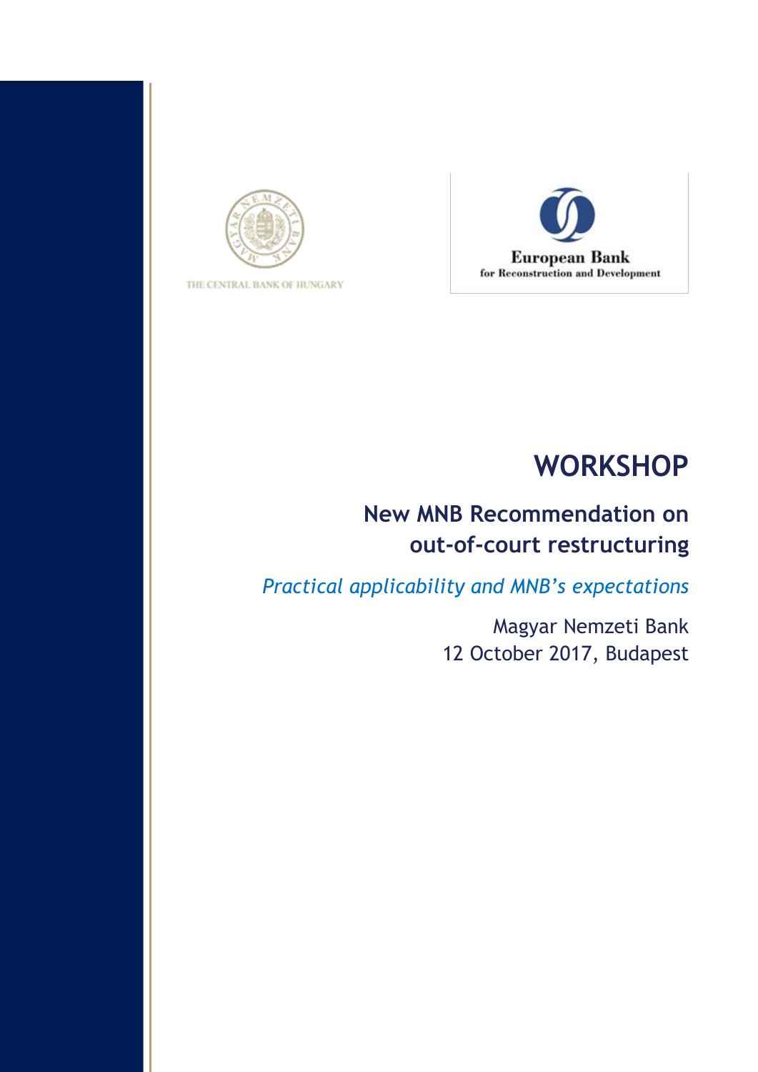THE CENTRAL BANK OF HUNGARY

European Bank
for Reconstruction and Development

# WORKSHOP

## New MNB Recommendation on out-of-court restructuring

*Practical applicability and MNB's expectations*

Magyar Nemzeti Bank
12 October 2017, Budapest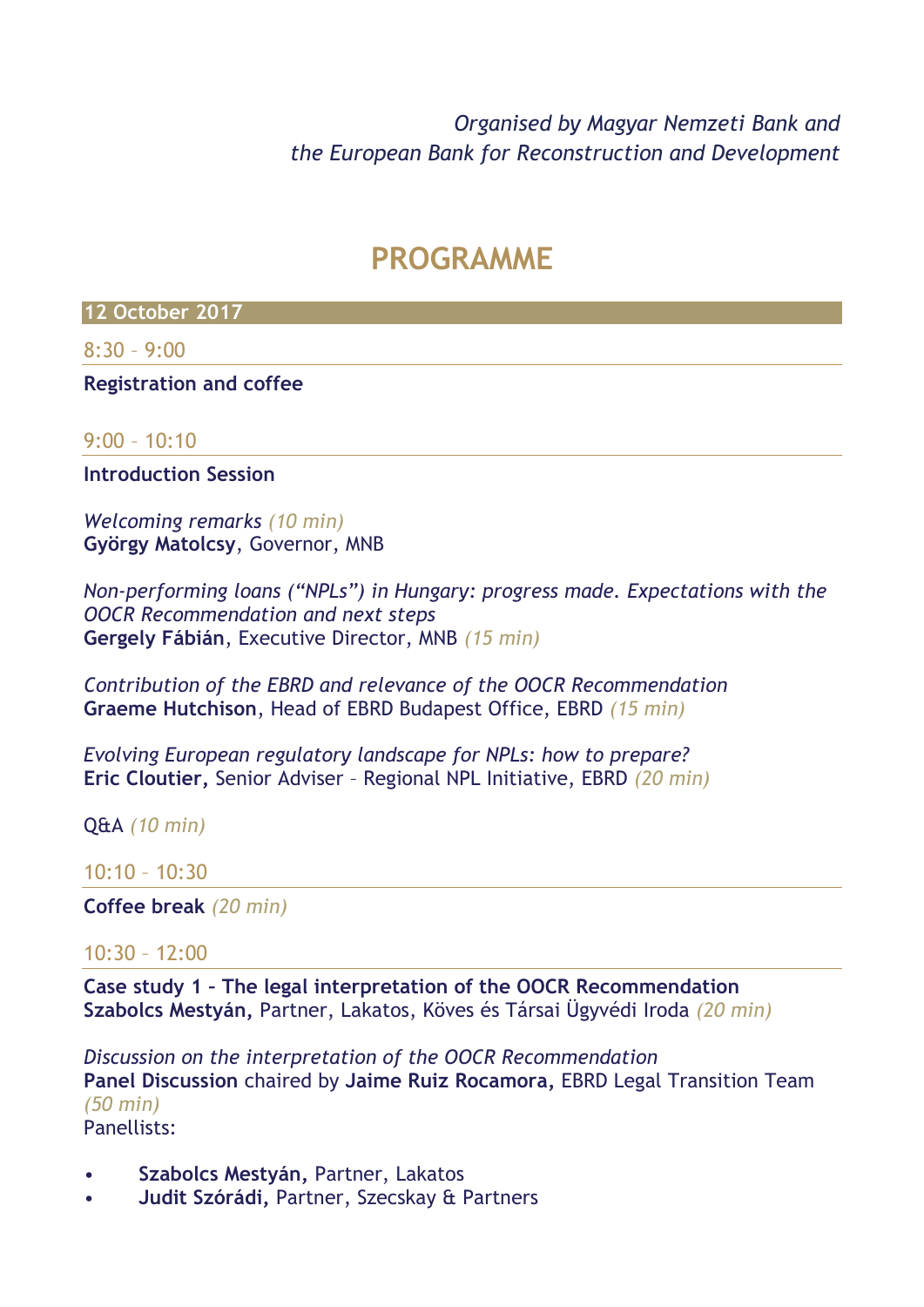*Organised by Magyar Nemzeti Bank and the European Bank for Reconstruction and Development*

# PROGRAMME

## 12 October 2017

8:30 – 9:00

**Registration and coffee**

9:00 – 10:10

**Introduction Session**

*Welcoming remarks* *(10 min)*
**György Matolcsy**, Governor, MNB

*Non-performing loans ("NPLs") in Hungary: progress made. Expectations with the OOCR Recommendation and next steps*
**Gergely Fábián**, Executive Director, MNB *(15 min)*

*Contribution of the EBRD and relevance of the OOCR Recommendation*
**Graeme Hutchison**, Head of EBRD Budapest Office, EBRD *(15 min)*

*Evolving European regulatory landscape for NPLs: how to prepare?*
**Eric Cloutier,** Senior Adviser – Regional NPL Initiative, EBRD *(20 min)*

Q&A *(10 min)*

10:10 – 10:30

**Coffee break** *(20 min)*

10:30 – 12:00

**Case study 1 – The legal interpretation of the OOCR Recommendation**
**Szabolcs Mestyán,** Partner, Lakatos, Köves és Társai Ügyvédi Iroda *(20 min)*

*Discussion on the interpretation of the OOCR Recommendation*
**Panel Discussion** chaired by **Jaime Ruiz Rocamora,** EBRD Legal Transition Team *(50 min)*
Panellists:

- **Szabolcs Mestyán,** Partner, Lakatos
- **Judit Szórádi,** Partner, Szecskay & Partners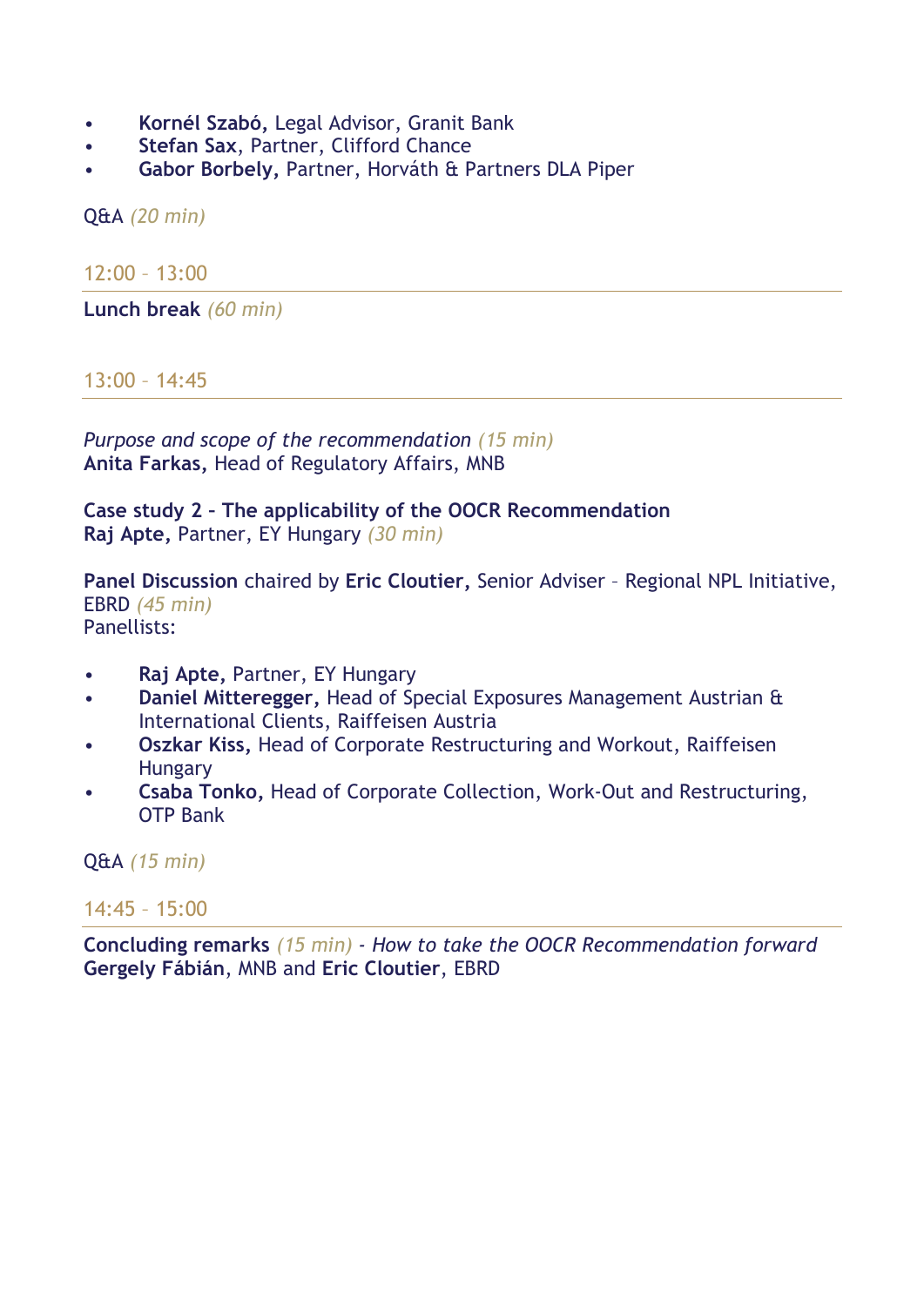- **Kornél Szabó,** Legal Advisor, Granit Bank
- **Stefan Sax**, Partner, Clifford Chance
- **Gabor Borbely,** Partner, Horváth & Partners DLA Piper

Q&A *(20 min)*

12:00 – 13:00

---

**Lunch break** *(60 min)*

13:00 – 14:45

---

*Purpose and scope of the recommendation (15 min)*
**Anita Farkas,** Head of Regulatory Affairs, MNB

**Case study 2 – The applicability of the OOCR Recommendation**
**Raj Apte,** Partner, EY Hungary *(30 min)*

**Panel Discussion** chaired by **Eric Cloutier,** Senior Adviser – Regional NPL Initiative, EBRD *(45 min)*
Panellists:

- **Raj Apte,** Partner, EY Hungary
- **Daniel Mitteregger,** Head of Special Exposures Management Austrian & International Clients, Raiffeisen Austria
- **Oszkar Kiss,** Head of Corporate Restructuring and Workout, Raiffeisen Hungary
- **Csaba Tonko,** Head of Corporate Collection, Work-Out and Restructuring, OTP Bank

Q&A *(15 min)*

14:45 – 15:00

---

**Concluding remarks** *(15 min) - How to take the OOCR Recommendation forward*
**Gergely Fábián**, MNB and **Eric Cloutier**, EBRD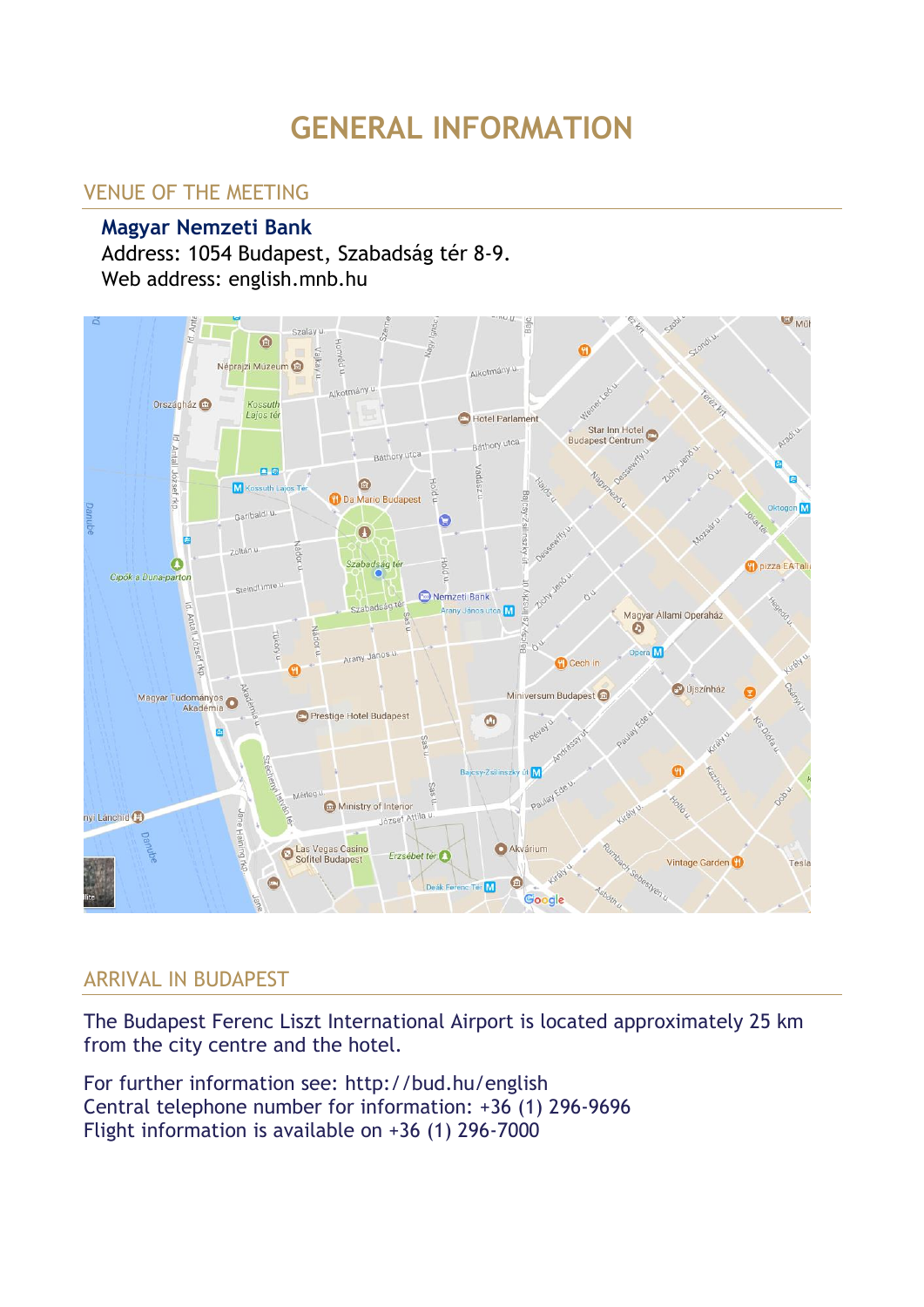# GENERAL INFORMATION

## VENUE OF THE MEETING

**Magyar Nemzeti Bank**
Address: 1054 Budapest, Szabadság tér 8-9.
Web address: english.mnb.hu

## ARRIVAL IN BUDAPEST

The Budapest Ferenc Liszt International Airport is located approximately 25 km from the city centre and the hotel.

For further information see: http://bud.hu/english
Central telephone number for information: +36 (1) 296-9696
Flight information is available on +36 (1) 296-7000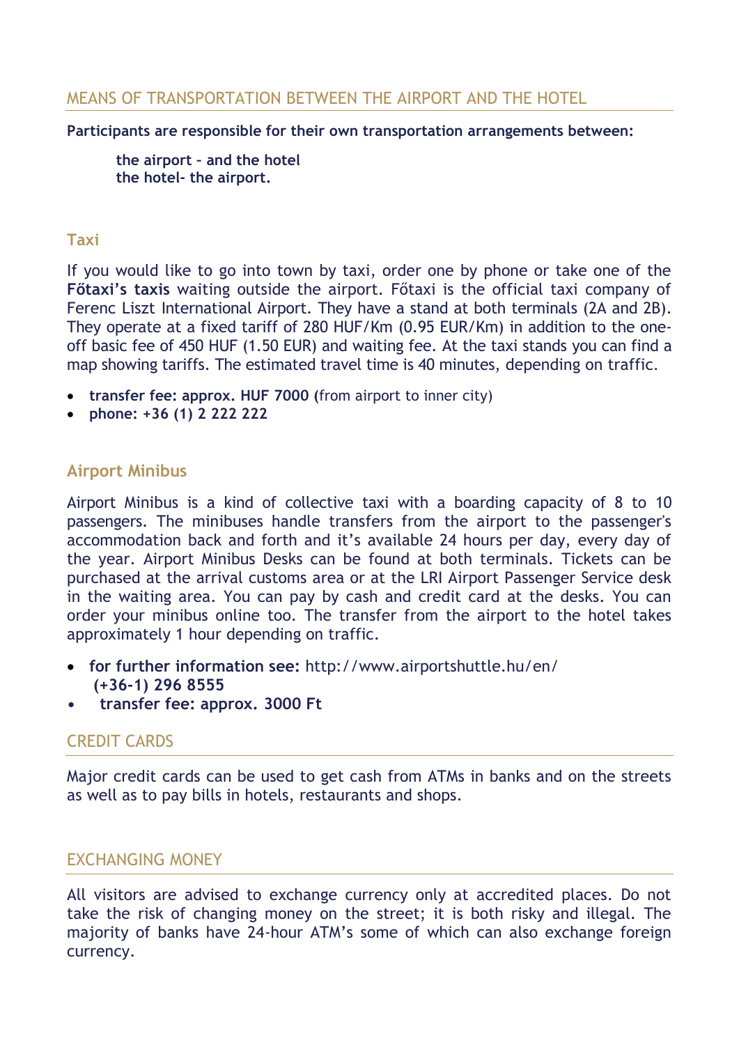## MEANS OF TRANSPORTATION BETWEEN THE AIRPORT AND THE HOTEL

**Participants are responsible for their own transportation arrangements between:**

**the airport – and the hotel**
**the hotel- the airport.**

### Taxi

If you would like to go into town by taxi, order one by phone or take one of the **Főtaxi's taxis** waiting outside the airport. Főtaxi is the official taxi company of Ferenc Liszt International Airport. They have a stand at both terminals (2A and 2B). They operate at a fixed tariff of 280 HUF/Km (0.95 EUR/Km) in addition to the one-off basic fee of 450 HUF (1.50 EUR) and waiting fee. At the taxi stands you can find a map showing tariffs. The estimated travel time is 40 minutes, depending on traffic.

- **transfer fee: approx. HUF 7000 (**from airport to inner city)
- **phone: +36 (1) 2 222 222**

### Airport Minibus

Airport Minibus is a kind of collective taxi with a boarding capacity of 8 to 10 passengers. The minibuses handle transfers from the airport to the passenger's accommodation back and forth and it's available 24 hours per day, every day of the year. Airport Minibus Desks can be found at both terminals. Tickets can be purchased at the arrival customs area or at the LRI Airport Passenger Service desk in the waiting area. You can pay by cash and credit card at the desks. You can order your minibus online too. The transfer from the airport to the hotel takes approximately 1 hour depending on traffic.

- **for further information see:** http://www.airportshuttle.hu/en/ **(+36-1) 296 8555**
- **transfer fee: approx. 3000 Ft**

## CREDIT CARDS

Major credit cards can be used to get cash from ATMs in banks and on the streets as well as to pay bills in hotels, restaurants and shops.

## EXCHANGING MONEY

All visitors are advised to exchange currency only at accredited places. Do not take the risk of changing money on the street; it is both risky and illegal. The majority of banks have 24-hour ATM's some of which can also exchange foreign currency.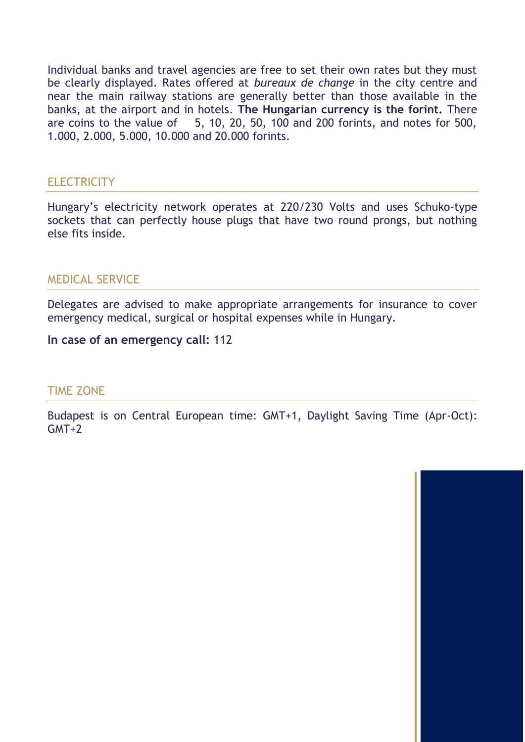Individual banks and travel agencies are free to set their own rates but they must be clearly displayed. Rates offered at *bureaux de change* in the city centre and near the main railway stations are generally better than those available in the banks, at the airport and in hotels. **The Hungarian currency is the forint.** There are coins to the value of 5, 10, 20, 50, 100 and 200 forints, and notes for 500, 1.000, 2.000, 5.000, 10.000 and 20.000 forints.

## ELECTRICITY

Hungary's electricity network operates at 220/230 Volts and uses Schuko-type sockets that can perfectly house plugs that have two round prongs, but nothing else fits inside.

## MEDICAL SERVICE

Delegates are advised to make appropriate arrangements for insurance to cover emergency medical, surgical or hospital expenses while in Hungary.

**In case of an emergency call:** 112

## TIME ZONE

Budapest is on Central European time: GMT+1, Daylight Saving Time (Apr-Oct): GMT+2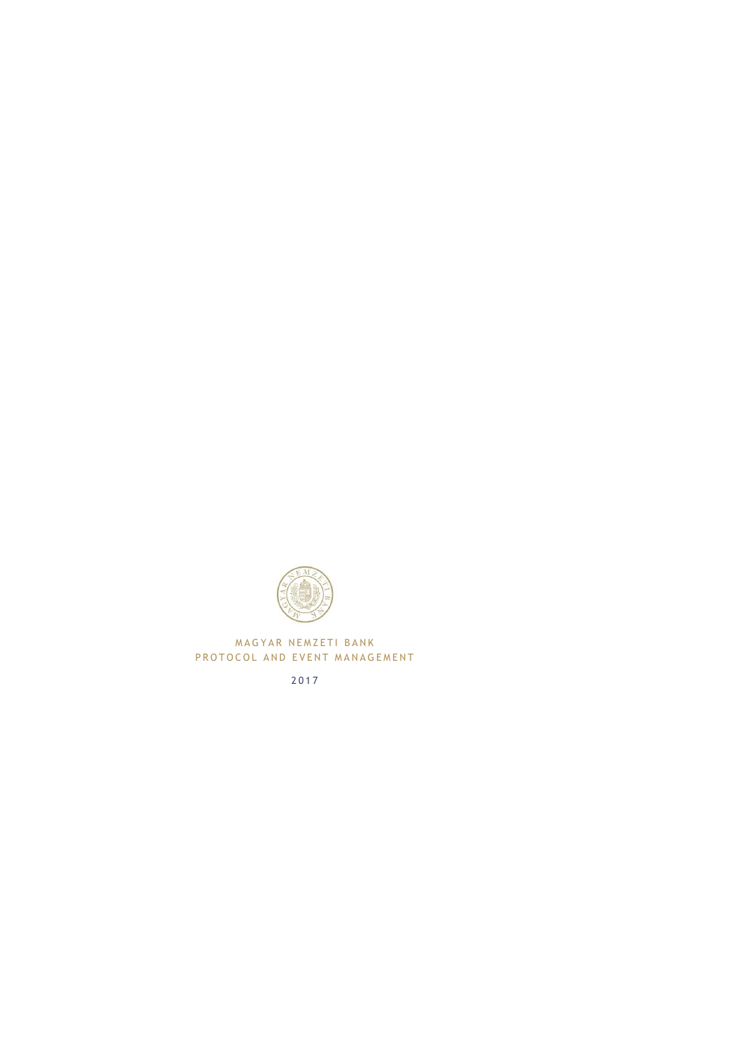MAGYAR NEMZETI BANK
PROTOCOL AND EVENT MANAGEMENT

2017